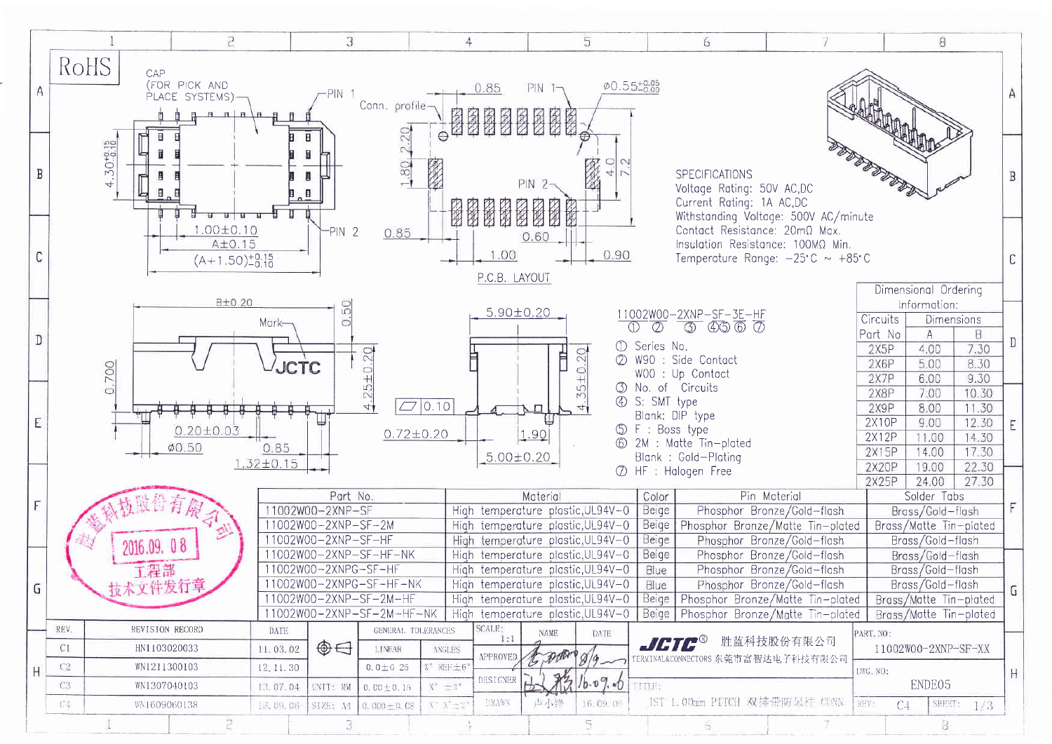RoHS

CAP
(FOR PICK AND PLACE SYSTEMS)

PIN 1

PIN 2

$4.30^{+0.15}_{-0.10}$

1.00±0.10

A±0.15

$(A+1.50)^{+0.15}_{-0.10}$

Conn. profile

0.85

PIN 1

$\phi 0.55^{+0.05}_{-0.00}$

2.20

1.80

4.0

7.2

PIN 2

0.85

0.60

1.00

0.90

P.C.B. LAYOUT

SPECIFICATIONS
Voltage Rating: 50V AC,DC
Current Rating: 1A AC,DC
Withstanding Voltage: 500V AC/minute
Contact Resistance: 20mΩ Max.
Insulation Resistance: 100MΩ Min.
Temperature Range: -25°C ~ +85°C

B±0.20

Mark

JCTC

0.50

0.700

4.25±0.20

0.20±0.03

ϕ0.50

0.85

1.32±0.15

0.10

0.72±0.20

5.90±0.20

4.35±0.20

1.90

5.00±0.20

11002W00-2XNP-SF-3E-HF
① ② ③ ④⑤⑥ ⑦

① Series No.
② W90 : Side Contact
W00 : Up Contact
③ No. of Circuits
④ S: SMT type
Blank: DIP type
⑤ F : Boss type
⑥ 2M : Matte Tin-plated
Blank : Gold-Plating
⑦ HF : Halogen Free

Dimensional Ordering Information:

| Circuits Part No | Dimensions A | B |
|---|---|---|
| 2X5P | 4.00 | 7.30 |
| 2X6P | 5.00 | 8.30 |
| 2X7P | 6.00 | 9.30 |
| 2X8P | 7.00 | 10.30 |
| 2X9P | 8.00 | 11.30 |
| 2X10P | 9.00 | 12.30 |
| 2X12P | 11.00 | 14.30 |
| 2X15P | 14.00 | 17.30 |
| 2X20P | 19.00 | 22.30 |
| 2X25P | 24.00 | 27.30 |

| Part No. | Material | Color | Pin Material | Solder Tabs |
|---|---|---|---|---|
| 11002W00-2XNP-SF | High temperature plastic,UL94V-0 | Beige | Phosphor Bronze/Gold-flash | Brass/Gold-flash |
| 11002W00-2XNP-SF-2M | High temperature plastic,UL94V-0 | Beige | Phosphor Bronze/Matte Tin-plated | Brass/Matte Tin-plated |
| 11002W00-2XNP-SF-HF | High temperature plastic,UL94V-0 | Beige | Phosphor Bronze/Gold-flash | Brass/Gold-flash |
| 11002W00-2XNP-SF-HF-NK | High temperature plastic,UL94V-0 | Beige | Phosphor Bronze/Gold-flash | Brass/Gold-flash |
| 11002W00-2XNPG-SF-HF | High temperature plastic,UL94V-0 | Blue | Phosphor Bronze/Gold-flash | Brass/Gold-flash |
| 11002W00-2XNPG-SF-HF-NK | High temperature plastic,UL94V-0 | Blue | Phosphor Bronze/Gold-flash | Brass/Gold-flash |
| 11002W00-2XNP-SF-2M-HF | High temperature plastic,UL94V-0 | Beige | Phosphor Bronze/Matte Tin-plated | Brass/Matte Tin-plated |
| 11002W00-2XNP-SF-2M-HF-NK | High temperature plastic,UL94V-0 | Beige | Phosphor Bronze/Matte Tin-plated | Brass/Matte Tin-plated |

胜蓝科技股份有限公司
2016.09.08
工程部
技术文件发行章

| REV. | REVISION RECORD | DATE |
|---|---|---|
| C1 | HN1103020033 | 11.03.02 |
| C2 | WN1211300103 | 12.11.30 |
| C3 | WN1307040103 | 13.07.04 |
| C4 | WN1609060138 | 16.09.06 |

UNIT: MM
SIZE: A4

| GENERAL TOLERANCES | |
|---|---|
| LINEAR | ANGLES |
| 0.0±0.25 | X° REF±6° |
| 0.00±0.15 | X° ±3° |
| 0.000±0.08 | X° X'±2' |

SCALE: 1:1

| | NAME | DATE |
|---|---|---|
| APPROVED | | 8/9 |
| DESIGNER | | 16.09.6 |
| DRAWN | 卢小锋 | 16.09.06 |

JCTC® 胜蓝科技股份有限公司
TERMINAL&CONNECTORS 东莞市富智达电子科技有限公司

TITLE: JST 1.00mm PITCH 双排带防呆柱 CONN

PART. NO: 11002W00-2XNP-SF-XX

DWG. NO: ENDE05

REV: C4

SHEET: 1/3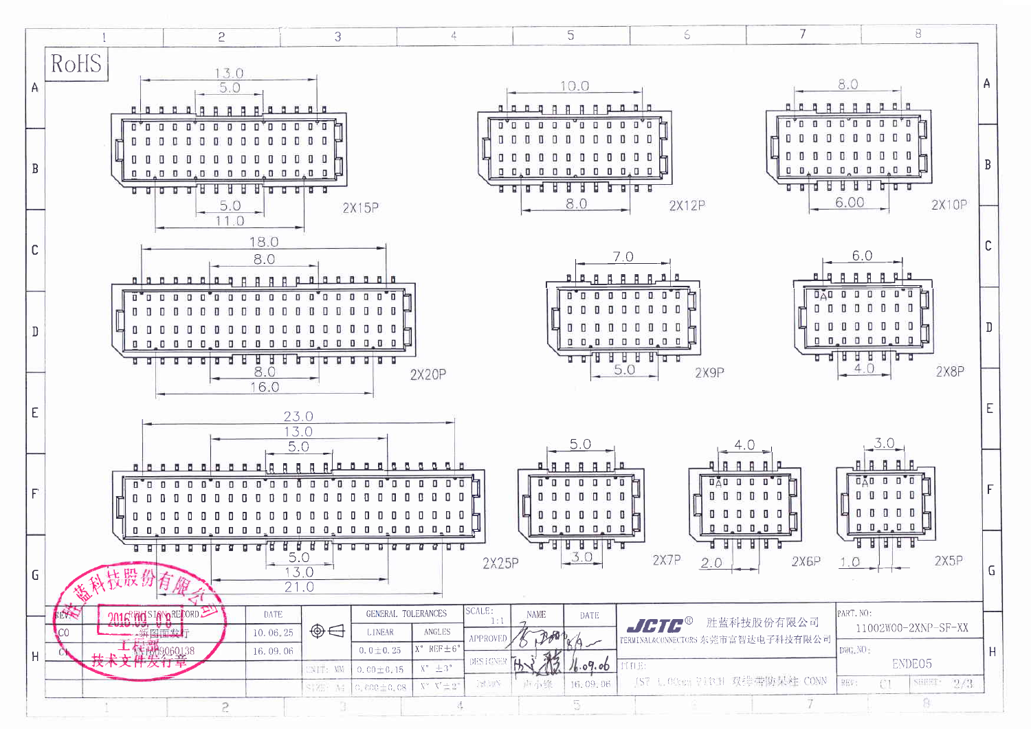RoHS

13.0
5.0
5.0
11.0
2X15P

10.0
8.0
2X12P

8.0
6.00
2X10P

18.0
8.0
8.0
16.0
2X20P

7.0
5.0
2X9P

6.0
4.0
2X8P

23.0
13.0
5.0
5.0
13.0
21.0
2X25P

5.0
3.0
2X7P

4.0
2.0
2X6P

3.0
1.0
2X5P

胜蓝科技股份有限公司
2016.09.08
工程部
技术文件发行章

| REV | REVISION RECORD | DATE |
|---|---|---|
| C0 | 新图面发行 | 10.06.25 |
| C1 | ECN:20160138 | 16.09.06 |

| GENERAL TOLERANCES | |
|---|---|
| LINEAR | ANGLES |
| 0.0±0.25 | X° REF±6° |
| 0.00±0.15 | X° ±3° |
| 0.000±0.08 | X° X'±2° |

UNIT: MM
SIZE: A4

| SCALE: 1:1 | NAME | DATE |
|---|---|---|
| APPROVED | | |
| DESIGNER | | 16.09.06 |
| DRAWN | 卢小琴 | 16.09.06 |

JCTC® 胜蓝科技股份有限公司
TERMINAL&CONNECTORS 东莞市宫智达电子科技有限公司

TITLE: IS7 1.00mm PITCH 双排带防呆柱 CONN

PART. NO: 11002W00-2XNP-SF-XX

DWG. NO: ENDE05

REV: C1

SHEET: 2/3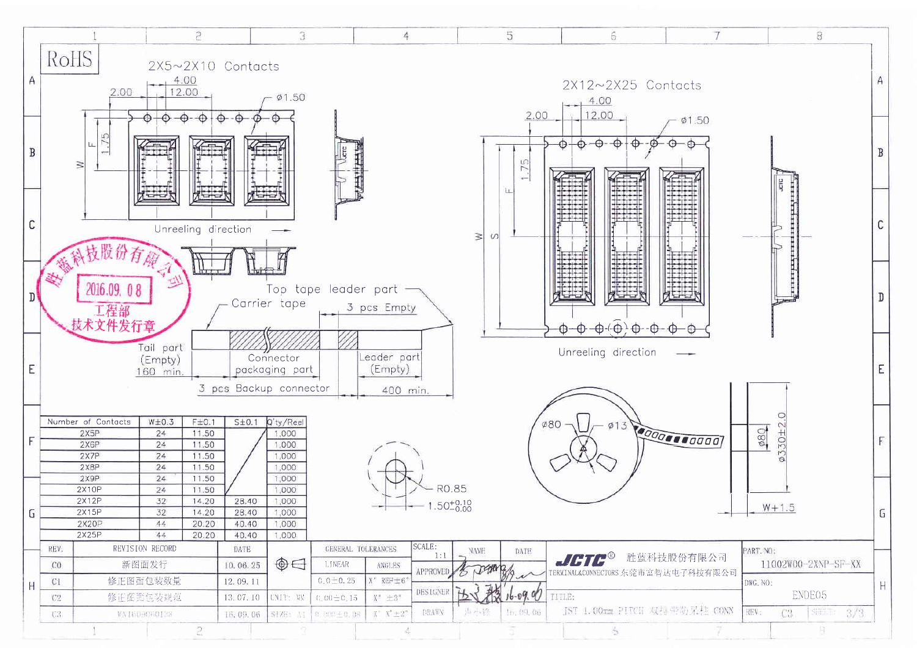RoHS

2X5~2X10 Contacts

2.00
4.00
12.00
ø1.50
W
F
1.75

Unreeling direction

2X12~2X25 Contacts

4.00
2.00
12.00
ø1.50
W
S
F
1.75

Unreeling direction

胜蓝科技股份有限公司
2016.09.08
工程部
技术文件发行章

Top tape leader part
Carrier tape
3 pcs Empty
Tail part (Empty) 160 min.
Connector packaging part
Leader part (Empty)
3 pcs Backup connector
400 min.

R0.85
$1.50^{+0.10}_{-0.00}$

ø80
ø13
ø80
ø330±2.0
W+1.5

| Number of Contacts | W±0.3 | F±0.1 | S±0.1 | Q'ty/Reel |
|---|---|---|---|---|
| 2X5P | 24 | 11.50 | | 1,000 |
| 2X6P | 24 | 11.50 | | 1,000 |
| 2X7P | 24 | 11.50 | | 1,000 |
| 2X8P | 24 | 11.50 | | 1,000 |
| 2X9P | 24 | 11.50 | | 1,000 |
| 2X10P | 24 | 11.50 | | 1,000 |
| 2X12P | 32 | 14.20 | 28.40 | 1,000 |
| 2X15P | 32 | 14.20 | 28.40 | 1,000 |
| 2X20P | 44 | 20.20 | 40.40 | 1,000 |
| 2X25P | 44 | 20.20 | 40.40 | 1,000 |

| REV. | REVISION RECORD | DATE |
|---|---|---|
| C0 | 新图面发行 | 10.06.25 |
| C1 | 修正图面包装数量 | 12.09.11 |
| C2 | 修正图面包装规范 | 13.07.10 |
| C3 | WN1609060138 | 16.09.06 |

GENERAL TOLERANCES: LINEAR 0.0±0.25, 0.00±0.15, 0.000±0.08; ANGLES X° REF±6°, X° ±3°, X° X°±2°

UNIT: MM SIZE: A4 SCALE: 1:1

| | NAME | DATE |
|---|---|---|
| APPROVED | | |
| DESIGNER | | 16.09.06 |
| DRAWN | 卢小玲 | 16.09.06 |

JCTC® 胜蓝科技股份有限公司
TERMINAL&CONNECTORS 东莞市宫智达电子科技有限公司

TITLE: JST 1.00mm PITCH 双排带防呆柱 CONN

PART NO: 11002W00-2XNP-SF-XX
DWG. NO: ENDE05
REV: C3 SHEET: 3/3